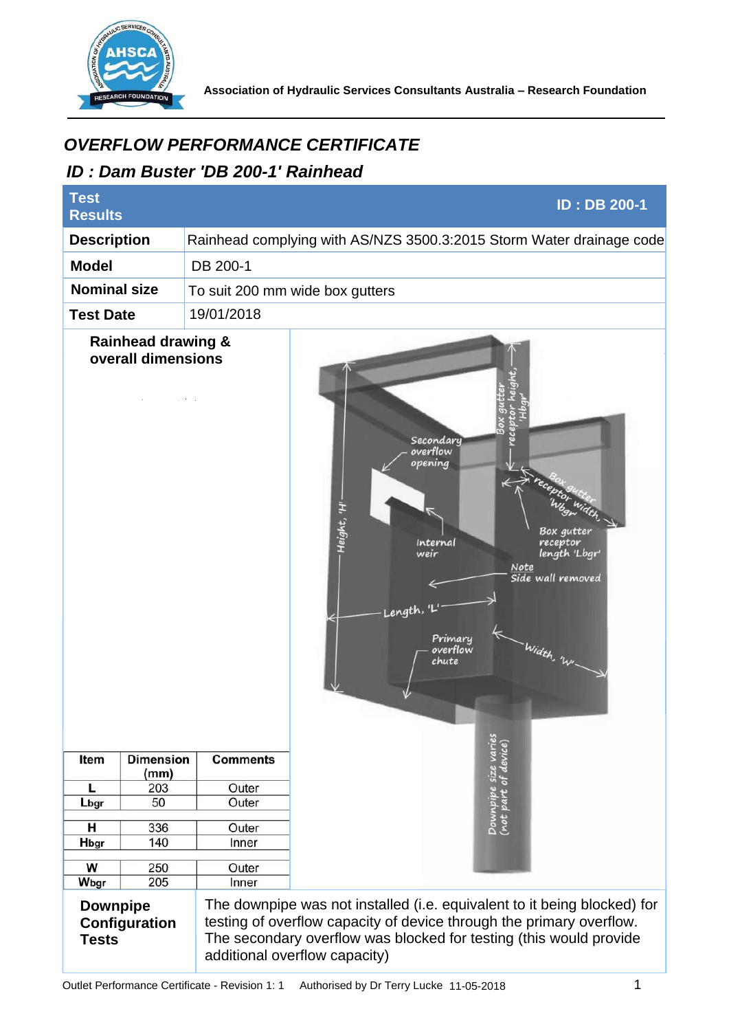Association of Hydraulic Services Consultants Australia – Research Foundation

# *OVERFLOW PERFORMANCE CERTIFICATE*

## *ID : Dam Buster 'DB 200-1' Rainhead*

| Test Results | ID : DB 200-1 |
|---|---|
| **Description** | Rainhead complying with AS/NZS 3500.3:2015 Storm Water drainage code |
| **Model** | DB 200-1 |
| **Nominal size** | To suit 200 mm wide box gutters |
| **Test Date** | 19/01/2018 |

**Rainhead drawing & overall dimensions**

| Item | Dimension (mm) | Comments |
|---|---|---|
| L | 203 | Outer |
| Lbgr | 50 | Outer |
| H | 336 | Outer |
| Hbgr | 140 | Inner |
| W | 250 | Outer |
| Wbgr | 205 | Inner |

**Downpipe Configuration Tests**

The downpipe was not installed (i.e. equivalent to it being blocked) for testing of overflow capacity of device through the primary overflow. The secondary overflow was blocked for testing (this would provide additional overflow capacity)

Outlet Performance Certificate - Revision 1: 1 Authorised by Dr Terry Lucke 11-05-2018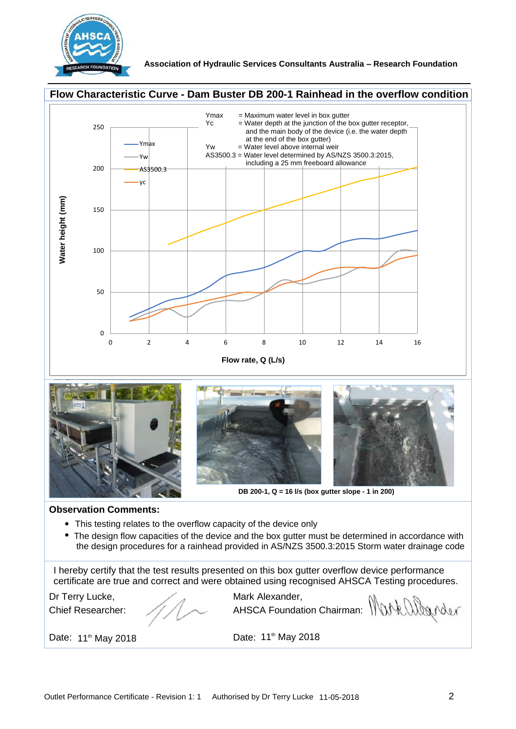Association of Hydraulic Services Consultants Australia – Research Foundation

## Flow Characteristic Curve - Dam Buster DB 200-1 Rainhead in the overflow condition

Ymax = Maximum water level in box gutter
Yc = Water depth at the junction of the box gutter receptor, and the main body of the device (i.e. the water depth at the end of the box gutter)
Yw = Water level above internal weir
AS3500.3 = Water level determined by AS/NZS 3500.3:2015, including a 25 mm freeboard allowance

Ymax
Yw
AS3500.3
yc

Water height (mm)

0
50
100
150
200
250

0
2
4
6
8
10
12
14
16

Flow rate, Q (L/s)

DB 200-1, Q = 16 l/s (box gutter slope - 1 in 200)

### Observation Comments:

- This testing relates to the overflow capacity of the device only
- The design flow capacities of the device and the box gutter must be determined in accordance with the design procedures for a rainhead provided in AS/NZS 3500.3:2015 Storm water drainage code

I hereby certify that the test results presented on this box gutter overflow device performance certificate are true and correct and were obtained using recognised AHSCA Testing procedures.

Dr Terry Lucke,
Chief Researcher:

Date: 11th May 2018

Mark Alexander,
AHSCA Foundation Chairman:

Date: 11th May 2018

Outlet Performance Certificate - Revision 1: 1 Authorised by Dr Terry Lucke 11-05-2018